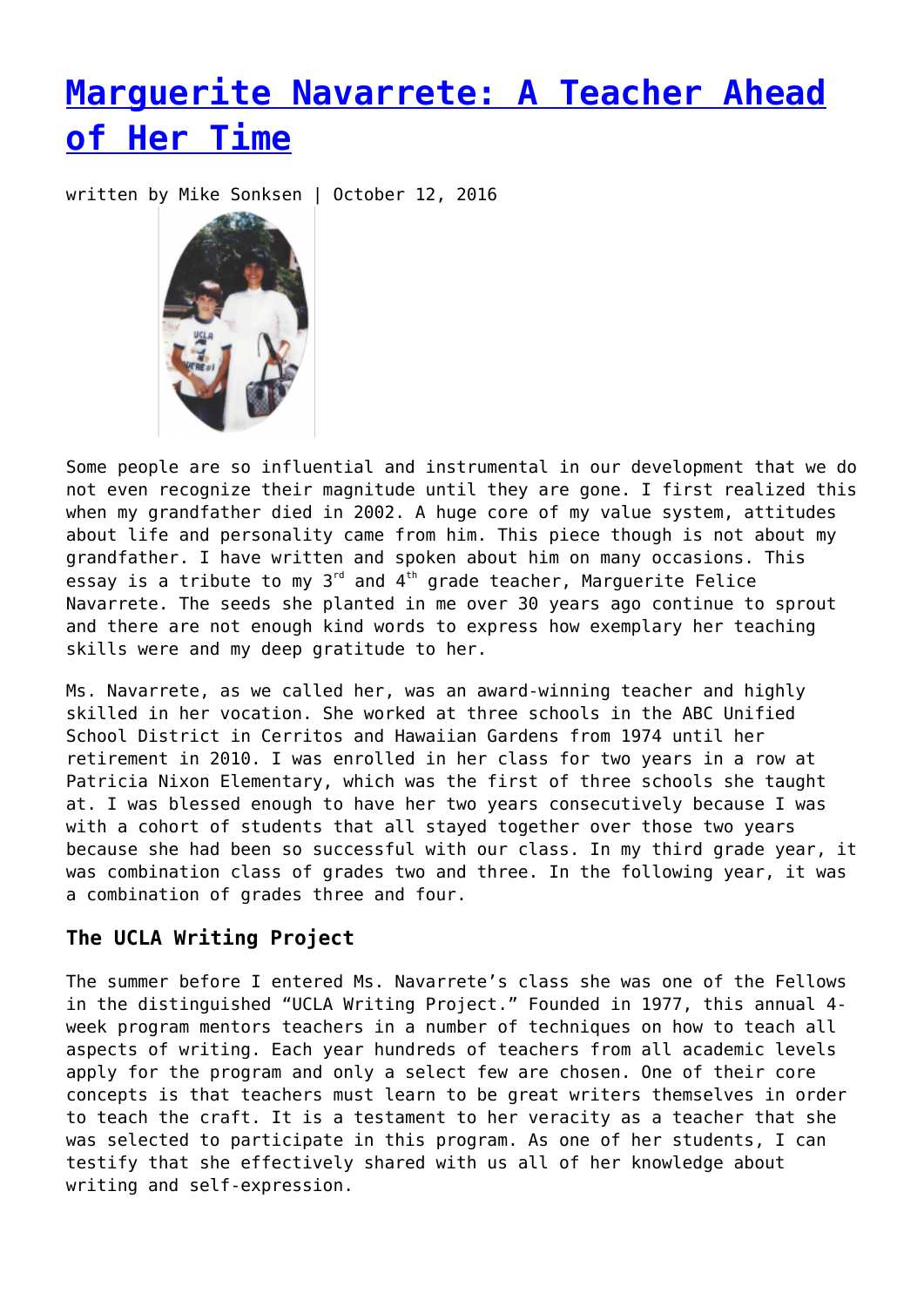# Marguerite Navarrete: A Teacher Ahead of Her Time

written by Mike Sonksen | October 12, 2016

Some people are so influential and instrumental in our development that we do not even recognize their magnitude until they are gone. I first realized this when my grandfather died in 2002. A huge core of my value system, attitudes about life and personality came from him. This piece though is not about my grandfather. I have written and spoken about him on many occasions. This essay is a tribute to my 3rd and 4th grade teacher, Marguerite Felice Navarrete. The seeds she planted in me over 30 years ago continue to sprout and there are not enough kind words to express how exemplary her teaching skills were and my deep gratitude to her.

Ms. Navarrete, as we called her, was an award-winning teacher and highly skilled in her vocation. She worked at three schools in the ABC Unified School District in Cerritos and Hawaiian Gardens from 1974 until her retirement in 2010. I was enrolled in her class for two years in a row at Patricia Nixon Elementary, which was the first of three schools she taught at. I was blessed enough to have her two years consecutively because I was with a cohort of students that all stayed together over those two years because she had been so successful with our class. In my third grade year, it was combination class of grades two and three. In the following year, it was a combination of grades three and four.

### The UCLA Writing Project

The summer before I entered Ms. Navarrete's class she was one of the Fellows in the distinguished "UCLA Writing Project." Founded in 1977, this annual 4-week program mentors teachers in a number of techniques on how to teach all aspects of writing. Each year hundreds of teachers from all academic levels apply for the program and only a select few are chosen. One of their core concepts is that teachers must learn to be great writers themselves in order to teach the craft. It is a testament to her veracity as a teacher that she was selected to participate in this program. As one of her students, I can testify that she effectively shared with us all of her knowledge about writing and self-expression.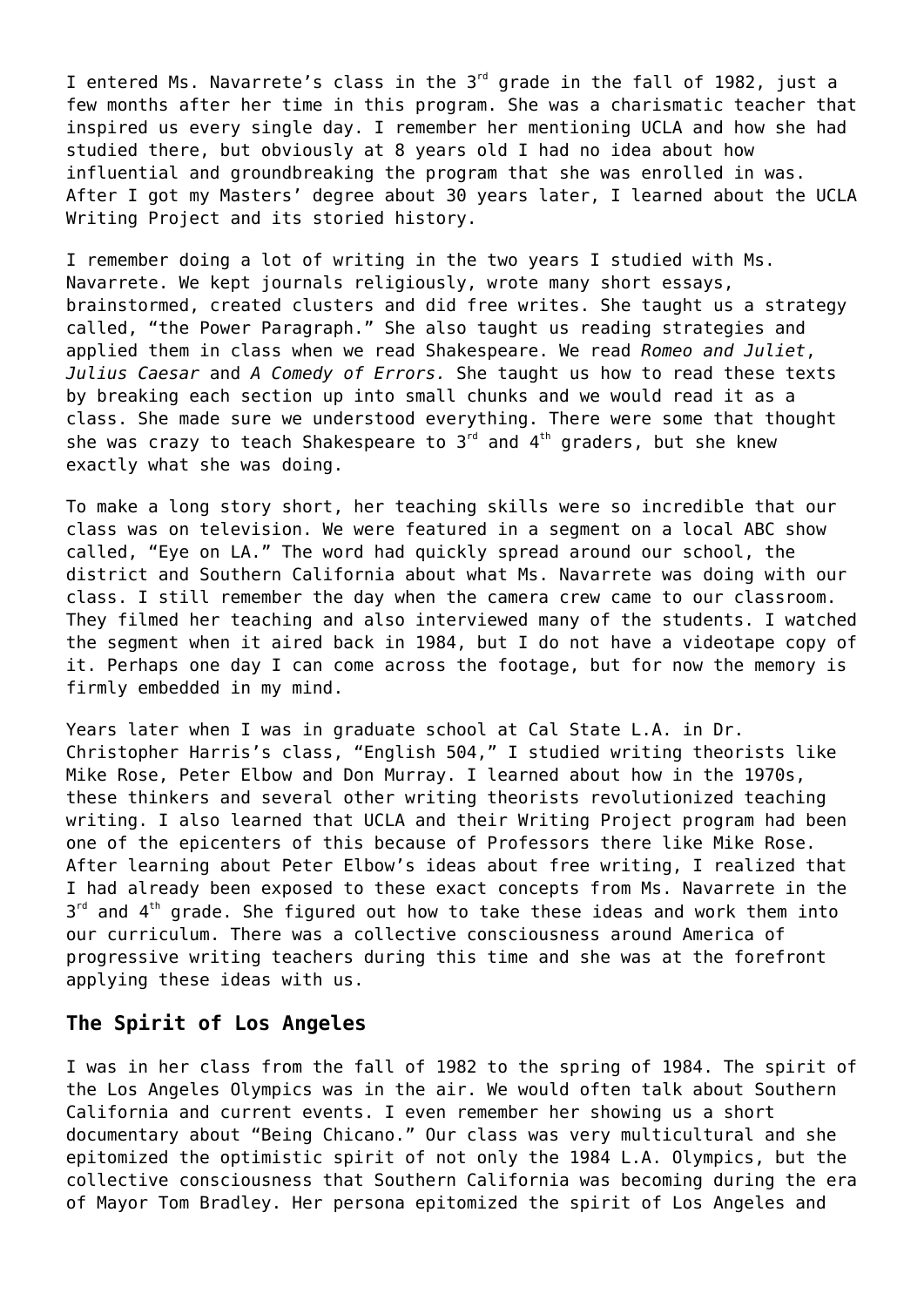I entered Ms. Navarrete's class in the 3rd grade in the fall of 1982, just a few months after her time in this program. She was a charismatic teacher that inspired us every single day. I remember her mentioning UCLA and how she had studied there, but obviously at 8 years old I had no idea about how influential and groundbreaking the program that she was enrolled in was. After I got my Masters' degree about 30 years later, I learned about the UCLA Writing Project and its storied history.

I remember doing a lot of writing in the two years I studied with Ms. Navarrete. We kept journals religiously, wrote many short essays, brainstormed, created clusters and did free writes. She taught us a strategy called, "the Power Paragraph." She also taught us reading strategies and applied them in class when we read Shakespeare. We read *Romeo and Juliet*, *Julius Caesar* and *A Comedy of Errors.* She taught us how to read these texts by breaking each section up into small chunks and we would read it as a class. She made sure we understood everything. There were some that thought she was crazy to teach Shakespeare to 3rd and 4th graders, but she knew exactly what she was doing.

To make a long story short, her teaching skills were so incredible that our class was on television. We were featured in a segment on a local ABC show called, "Eye on LA." The word had quickly spread around our school, the district and Southern California about what Ms. Navarrete was doing with our class. I still remember the day when the camera crew came to our classroom. They filmed her teaching and also interviewed many of the students. I watched the segment when it aired back in 1984, but I do not have a videotape copy of it. Perhaps one day I can come across the footage, but for now the memory is firmly embedded in my mind.

Years later when I was in graduate school at Cal State L.A. in Dr. Christopher Harris's class, "English 504," I studied writing theorists like Mike Rose, Peter Elbow and Don Murray. I learned about how in the 1970s, these thinkers and several other writing theorists revolutionized teaching writing. I also learned that UCLA and their Writing Project program had been one of the epicenters of this because of Professors there like Mike Rose. After learning about Peter Elbow's ideas about free writing, I realized that I had already been exposed to these exact concepts from Ms. Navarrete in the 3rd and 4th grade. She figured out how to take these ideas and work them into our curriculum. There was a collective consciousness around America of progressive writing teachers during this time and she was at the forefront applying these ideas with us.

## The Spirit of Los Angeles

I was in her class from the fall of 1982 to the spring of 1984. The spirit of the Los Angeles Olympics was in the air. We would often talk about Southern California and current events. I even remember her showing us a short documentary about "Being Chicano." Our class was very multicultural and she epitomized the optimistic spirit of not only the 1984 L.A. Olympics, but the collective consciousness that Southern California was becoming during the era of Mayor Tom Bradley. Her persona epitomized the spirit of Los Angeles and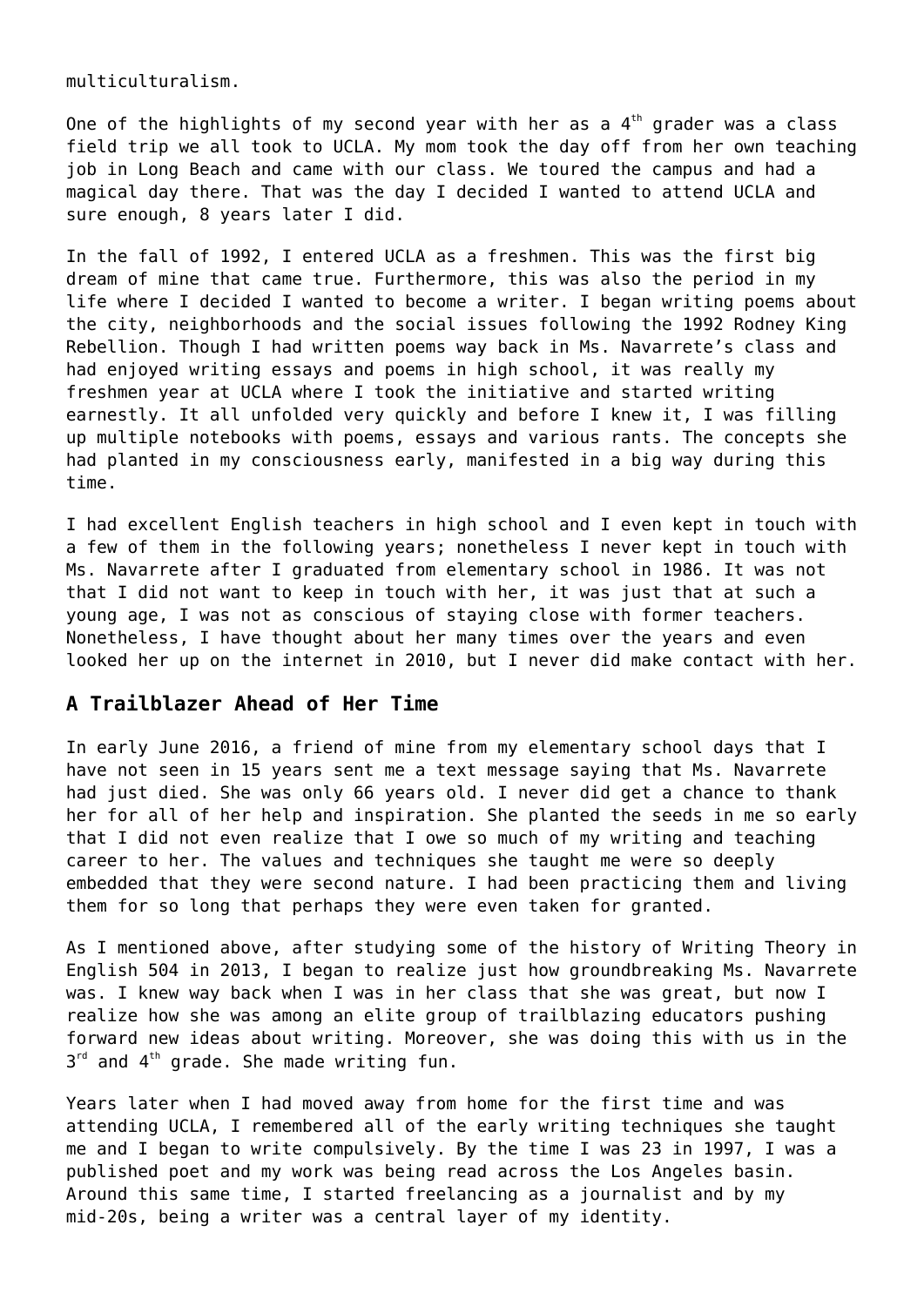multiculturalism.

One of the highlights of my second year with her as a 4th grader was a class field trip we all took to UCLA. My mom took the day off from her own teaching job in Long Beach and came with our class. We toured the campus and had a magical day there. That was the day I decided I wanted to attend UCLA and sure enough, 8 years later I did.

In the fall of 1992, I entered UCLA as a freshmen. This was the first big dream of mine that came true. Furthermore, this was also the period in my life where I decided I wanted to become a writer. I began writing poems about the city, neighborhoods and the social issues following the 1992 Rodney King Rebellion. Though I had written poems way back in Ms. Navarrete's class and had enjoyed writing essays and poems in high school, it was really my freshmen year at UCLA where I took the initiative and started writing earnestly. It all unfolded very quickly and before I knew it, I was filling up multiple notebooks with poems, essays and various rants. The concepts she had planted in my consciousness early, manifested in a big way during this time.

I had excellent English teachers in high school and I even kept in touch with a few of them in the following years; nonetheless I never kept in touch with Ms. Navarrete after I graduated from elementary school in 1986. It was not that I did not want to keep in touch with her, it was just that at such a young age, I was not as conscious of staying close with former teachers. Nonetheless, I have thought about her many times over the years and even looked her up on the internet in 2010, but I never did make contact with her.

## A Trailblazer Ahead of Her Time

In early June 2016, a friend of mine from my elementary school days that I have not seen in 15 years sent me a text message saying that Ms. Navarrete had just died. She was only 66 years old. I never did get a chance to thank her for all of her help and inspiration. She planted the seeds in me so early that I did not even realize that I owe so much of my writing and teaching career to her. The values and techniques she taught me were so deeply embedded that they were second nature. I had been practicing them and living them for so long that perhaps they were even taken for granted.

As I mentioned above, after studying some of the history of Writing Theory in English 504 in 2013, I began to realize just how groundbreaking Ms. Navarrete was. I knew way back when I was in her class that she was great, but now I realize how she was among an elite group of trailblazing educators pushing forward new ideas about writing. Moreover, she was doing this with us in the 3rd and 4th grade. She made writing fun.

Years later when I had moved away from home for the first time and was attending UCLA, I remembered all of the early writing techniques she taught me and I began to write compulsively. By the time I was 23 in 1997, I was a published poet and my work was being read across the Los Angeles basin. Around this same time, I started freelancing as a journalist and by my mid-20s, being a writer was a central layer of my identity.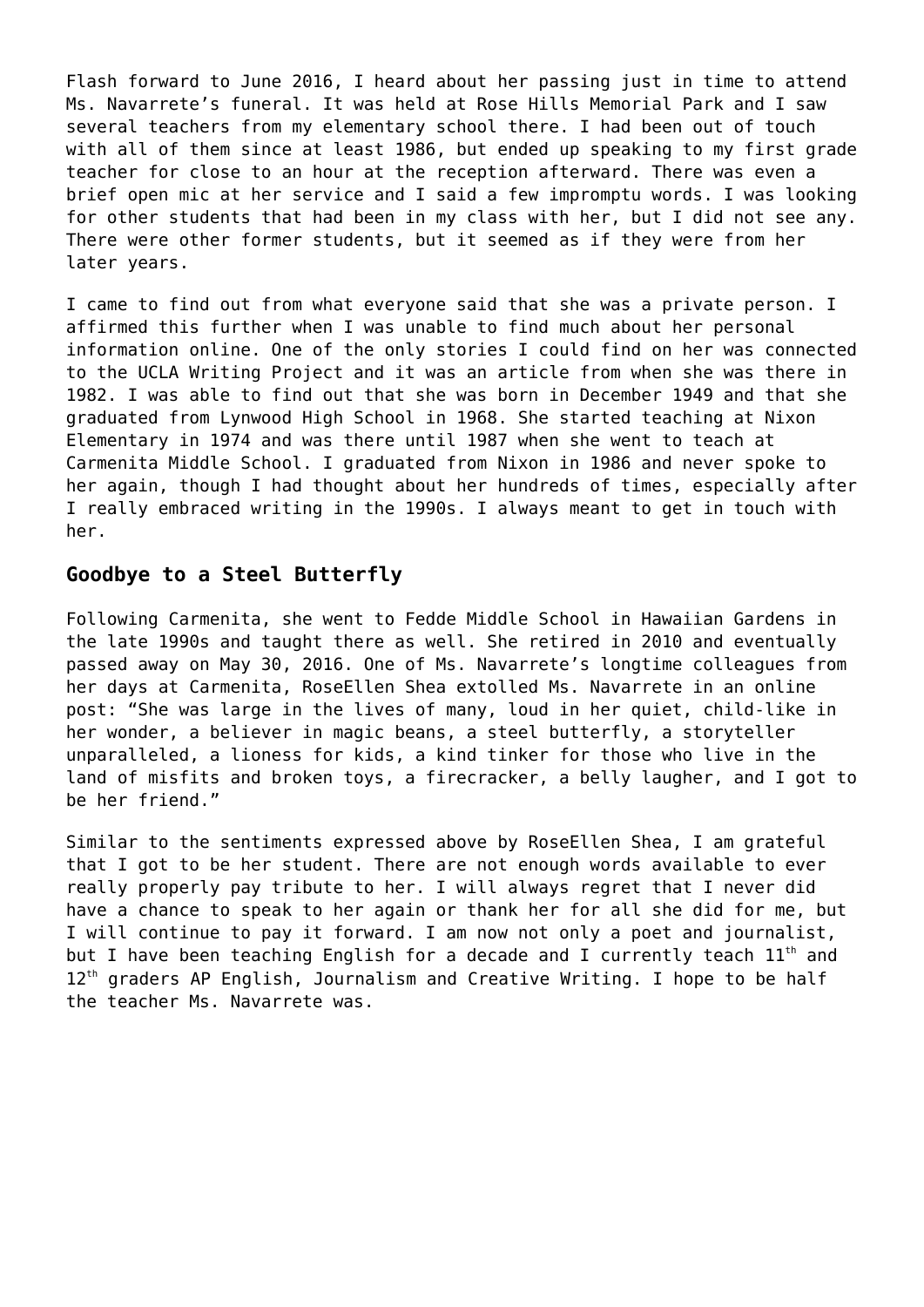Flash forward to June 2016, I heard about her passing just in time to attend Ms. Navarrete's funeral. It was held at Rose Hills Memorial Park and I saw several teachers from my elementary school there. I had been out of touch with all of them since at least 1986, but ended up speaking to my first grade teacher for close to an hour at the reception afterward. There was even a brief open mic at her service and I said a few impromptu words. I was looking for other students that had been in my class with her, but I did not see any. There were other former students, but it seemed as if they were from her later years.

I came to find out from what everyone said that she was a private person. I affirmed this further when I was unable to find much about her personal information online. One of the only stories I could find on her was connected to the UCLA Writing Project and it was an article from when she was there in 1982. I was able to find out that she was born in December 1949 and that she graduated from Lynwood High School in 1968. She started teaching at Nixon Elementary in 1974 and was there until 1987 when she went to teach at Carmenita Middle School. I graduated from Nixon in 1986 and never spoke to her again, though I had thought about her hundreds of times, especially after I really embraced writing in the 1990s. I always meant to get in touch with her.

### Goodbye to a Steel Butterfly

Following Carmenita, she went to Fedde Middle School in Hawaiian Gardens in the late 1990s and taught there as well. She retired in 2010 and eventually passed away on May 30, 2016. One of Ms. Navarrete's longtime colleagues from her days at Carmenita, RoseEllen Shea extolled Ms. Navarrete in an online post: "She was large in the lives of many, loud in her quiet, child-like in her wonder, a believer in magic beans, a steel butterfly, a storyteller unparalleled, a lioness for kids, a kind tinker for those who live in the land of misfits and broken toys, a firecracker, a belly laugher, and I got to be her friend."

Similar to the sentiments expressed above by RoseEllen Shea, I am grateful that I got to be her student. There are not enough words available to ever really properly pay tribute to her. I will always regret that I never did have a chance to speak to her again or thank her for all she did for me, but I will continue to pay it forward. I am now not only a poet and journalist, but I have been teaching English for a decade and I currently teach 11th and 12th graders AP English, Journalism and Creative Writing. I hope to be half the teacher Ms. Navarrete was.